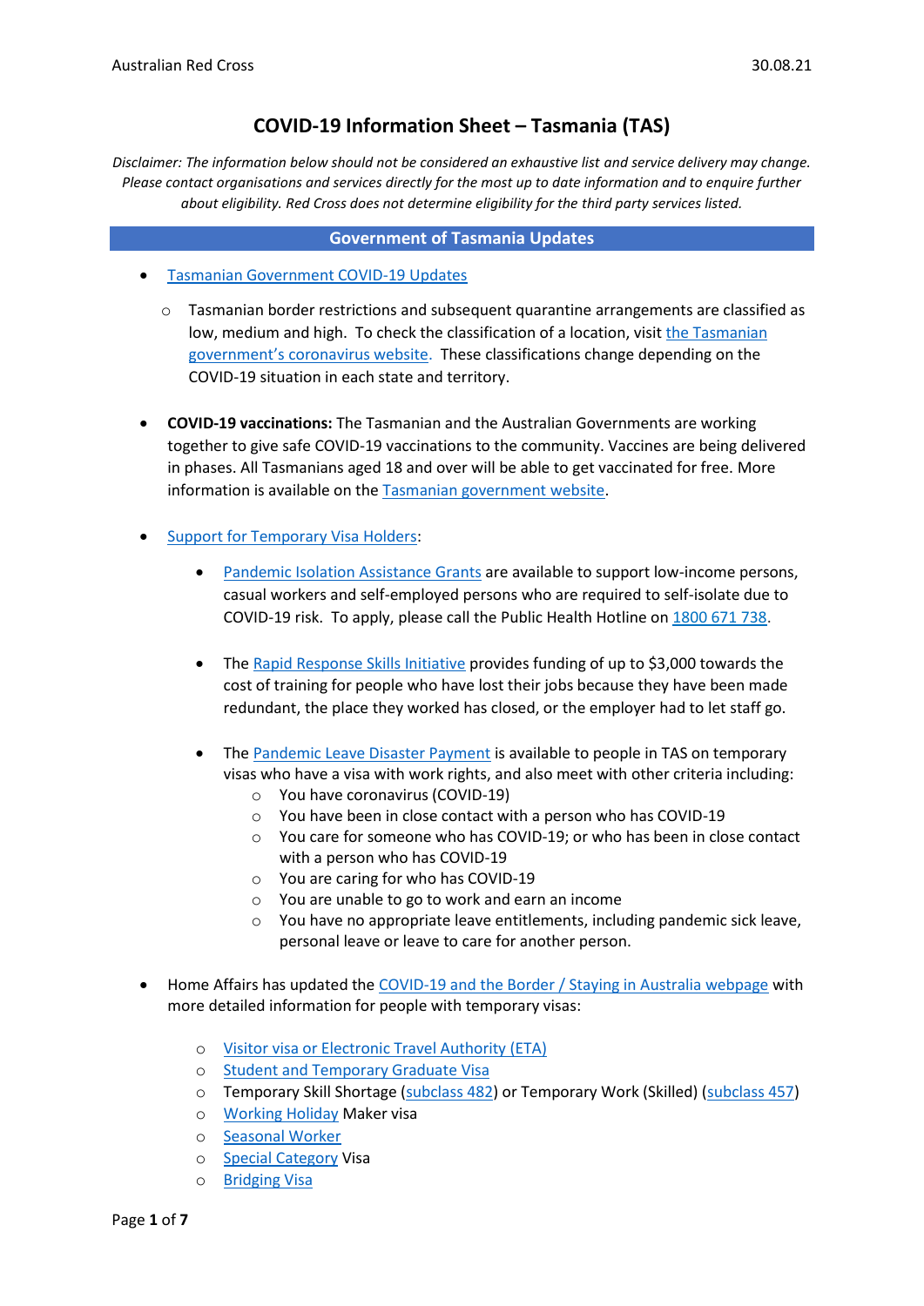# COVID-19 Information Sheet – Tasmania (TAS)

*Disclaimer: The information below should not be considered an exhaustive list and service delivery may change. Please contact organisations and services directly for the most up to date information and to enquire further about eligibility. Red Cross does not determine eligibility for the third party services listed.*

## Government of Tasmania Updates

- Tasmanian Government COVID-19 Updates
  - Tasmanian border restrictions and subsequent quarantine arrangements are classified as low, medium and high. To check the classification of a location, visit the Tasmanian government's coronavirus website. These classifications change depending on the COVID-19 situation in each state and territory.

- **COVID-19 vaccinations:** The Tasmanian and the Australian Governments are working together to give safe COVID-19 vaccinations to the community. Vaccines are being delivered in phases. All Tasmanians aged 18 and over will be able to get vaccinated for free. More information is available on the Tasmanian government website.

- Support for Temporary Visa Holders:
  - Pandemic Isolation Assistance Grants are available to support low-income persons, casual workers and self-employed persons who are required to self-isolate due to COVID-19 risk. To apply, please call the Public Health Hotline on 1800 671 738.
  - The Rapid Response Skills Initiative provides funding of up to $3,000 towards the cost of training for people who have lost their jobs because they have been made redundant, the place they worked has closed, or the employer had to let staff go.
  - The Pandemic Leave Disaster Payment is available to people in TAS on temporary visas who have a visa with work rights, and also meet with other criteria including:
    - You have coronavirus (COVID-19)
    - You have been in close contact with a person who has COVID-19
    - You care for someone who has COVID-19; or who has been in close contact with a person who has COVID-19
    - You are caring for who has COVID-19
    - You are unable to go to work and earn an income
    - You have no appropriate leave entitlements, including pandemic sick leave, personal leave or leave to care for another person.

- Home Affairs has updated the COVID-19 and the Border / Staying in Australia webpage with more detailed information for people with temporary visas:
  - Visitor visa or Electronic Travel Authority (ETA)
  - Student and Temporary Graduate Visa
  - Temporary Skill Shortage (subclass 482) or Temporary Work (Skilled) (subclass 457)
  - Working Holiday Maker visa
  - Seasonal Worker
  - Special Category Visa
  - Bridging Visa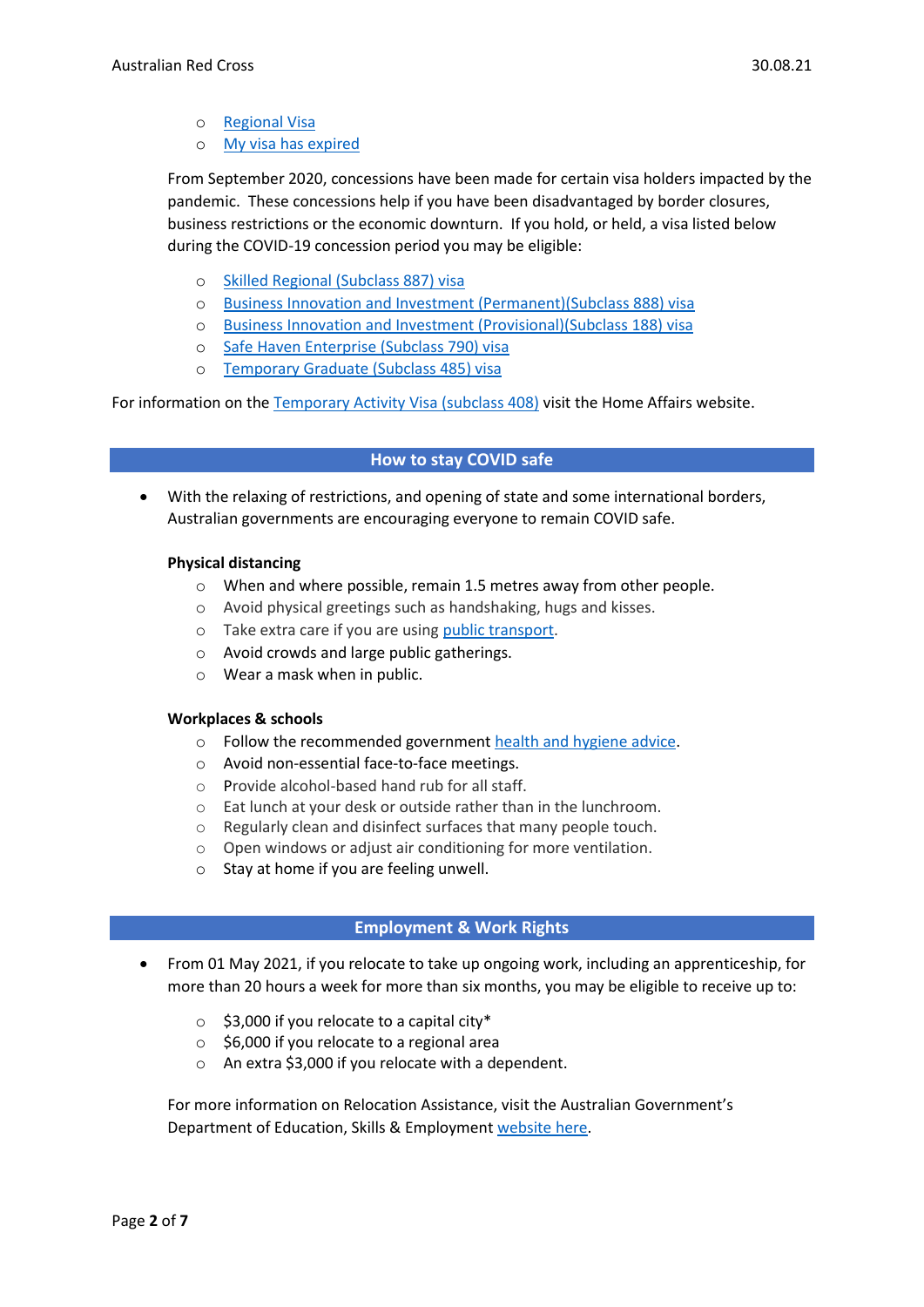- [Regional Visa]()
- [My visa has expired]()

From September 2020, concessions have been made for certain visa holders impacted by the pandemic. These concessions help if you have been disadvantaged by border closures, business restrictions or the economic downturn. If you hold, or held, a visa listed below during the COVID-19 concession period you may be eligible:

- [Skilled Regional (Subclass 887) visa]()
- [Business Innovation and Investment (Permanent)(Subclass 888) visa]()
- [Business Innovation and Investment (Provisional)(Subclass 188) visa]()
- [Safe Haven Enterprise (Subclass 790) visa]()
- [Temporary Graduate (Subclass 485) visa]()

For information on the [Temporary Activity Visa (subclass 408)]() visit the Home Affairs website.

## How to stay COVID safe

- With the relaxing of restrictions, and opening of state and some international borders, Australian governments are encouraging everyone to remain COVID safe.

**Physical distancing**

- When and where possible, remain 1.5 metres away from other people.
- Avoid physical greetings such as handshaking, hugs and kisses.
- Take extra care if you are using [public transport]().
- Avoid crowds and large public gatherings.
- Wear a mask when in public.

**Workplaces & schools**

- Follow the recommended government [health and hygiene advice]().
- Avoid non-essential face-to-face meetings.
- Provide alcohol-based hand rub for all staff.
- Eat lunch at your desk or outside rather than in the lunchroom.
- Regularly clean and disinfect surfaces that many people touch.
- Open windows or adjust air conditioning for more ventilation.
- Stay at home if you are feeling unwell.

## Employment & Work Rights

- From 01 May 2021, if you relocate to take up ongoing work, including an apprenticeship, for more than 20 hours a week for more than six months, you may be eligible to receive up to:
  - $3,000 if you relocate to a capital city*
  - $6,000 if you relocate to a regional area
  - An extra $3,000 if you relocate with a dependent.

For more information on Relocation Assistance, visit the Australian Government's Department of Education, Skills & Employment [website here]().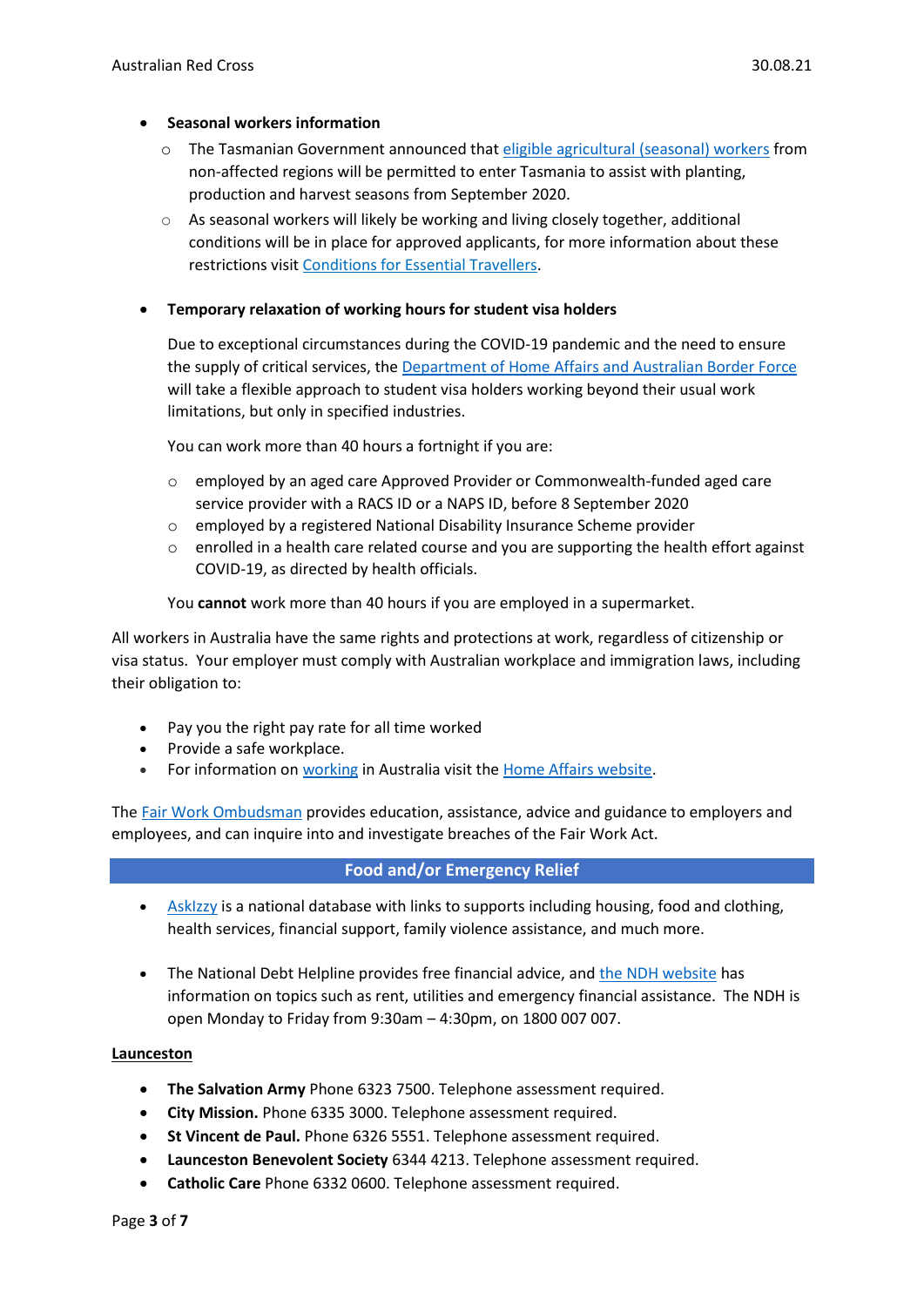- **Seasonal workers information**
    - The Tasmanian Government announced that eligible agricultural (seasonal) workers from non-affected regions will be permitted to enter Tasmania to assist with planting, production and harvest seasons from September 2020.
    - As seasonal workers will likely be working and living closely together, additional conditions will be in place for approved applicants, for more information about these restrictions visit Conditions for Essential Travellers.

- **Temporary relaxation of working hours for student visa holders**

  Due to exceptional circumstances during the COVID-19 pandemic and the need to ensure the supply of critical services, the Department of Home Affairs and Australian Border Force will take a flexible approach to student visa holders working beyond their usual work limitations, but only in specified industries.

  You can work more than 40 hours a fortnight if you are:

    - employed by an aged care Approved Provider or Commonwealth-funded aged care service provider with a RACS ID or a NAPS ID, before 8 September 2020
    - employed by a registered National Disability Insurance Scheme provider
    - enrolled in a health care related course and you are supporting the health effort against COVID-19, as directed by health officials.

  You **cannot** work more than 40 hours if you are employed in a supermarket.

All workers in Australia have the same rights and protections at work, regardless of citizenship or visa status. Your employer must comply with Australian workplace and immigration laws, including their obligation to:

- Pay you the right pay rate for all time worked
- Provide a safe workplace.
- For information on working in Australia visit the Home Affairs website.

The Fair Work Ombudsman provides education, assistance, advice and guidance to employers and employees, and can inquire into and investigate breaches of the Fair Work Act.

## Food and/or Emergency Relief

- AskIzzy is a national database with links to supports including housing, food and clothing, health services, financial support, family violence assistance, and much more.

- The National Debt Helpline provides free financial advice, and the NDH website has information on topics such as rent, utilities and emergency financial assistance. The NDH is open Monday to Friday from 9:30am – 4:30pm, on 1800 007 007.

### Launceston

- **The Salvation Army** Phone 6323 7500. Telephone assessment required.
- **City Mission.** Phone 6335 3000. Telephone assessment required.
- **St Vincent de Paul.** Phone 6326 5551. Telephone assessment required.
- **Launceston Benevolent Society** 6344 4213. Telephone assessment required.
- **Catholic Care** Phone 6332 0600. Telephone assessment required.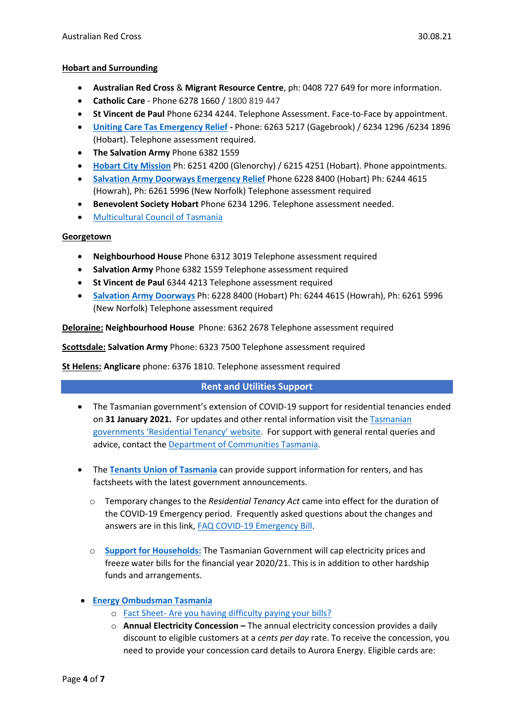**Hobart and Surrounding**

- **Australian Red Cross** & **Migrant Resource Centre**, ph: 0408 727 649 for more information.
- **Catholic Care** - Phone 6278 1660 / 1800 819 447
- **St Vincent de Paul** Phone 6234 4244. Telephone Assessment. Face-to-Face by appointment.
- **Uniting Care Tas Emergency Relief** - Phone: 6263 5217 (Gagebrook) / 6234 1296 /6234 1896 (Hobart). Telephone assessment required.
- **The Salvation Army** Phone 6382 1559
- **Hobart City Mission** Ph: 6251 4200 (Glenorchy) / 6215 4251 (Hobart). Phone appointments.
- **Salvation Army Doorways Emergency Relief** Phone 6228 8400 (Hobart) Ph: 6244 4615 (Howrah), Ph: 6261 5996 (New Norfolk) Telephone assessment required
- **Benevolent Society Hobart** Phone 6234 1296. Telephone assessment needed.
- Multicultural Council of Tasmania

**Georgetown**

- **Neighbourhood House** Phone 6312 3019 Telephone assessment required
- **Salvation Army** Phone 6382 1559 Telephone assessment required
- **St Vincent de Paul** 6344 4213 Telephone assessment required
- **Salvation Army Doorways** Ph: 6228 8400 (Hobart) Ph: 6244 4615 (Howrah), Ph: 6261 5996 (New Norfolk) Telephone assessment required

**Deloraine:** **Neighbourhood House** Phone: 6362 2678 Telephone assessment required

**Scottsdale:** **Salvation Army** Phone: 6323 7500 Telephone assessment required

**St Helens:** **Anglicare** phone: 6376 1810. Telephone assessment required

## Rent and Utilities Support

- The Tasmanian government's extension of COVID-19 support for residential tenancies ended on **31 January 2021.** For updates and other rental information visit the Tasmanian governments 'Residential Tenancy' website. For support with general rental queries and advice, contact the Department of Communities Tasmania.

- The **Tenants Union of Tasmania** can provide support information for renters, and has factsheets with the latest government announcements.
  - Temporary changes to the *Residential Tenancy Act* came into effect for the duration of the COVID-19 Emergency period. Frequently asked questions about the changes and answers are in this link, FAQ COVID-19 Emergency Bill.
  - **Support for Households:** The Tasmanian Government will cap electricity prices and freeze water bills for the financial year 2020/21. This is in addition to other hardship funds and arrangements.

- **Energy Ombudsman Tasmania**
  - Fact Sheet- Are you having difficulty paying your bills?
  - **Annual Electricity Concession –** The annual electricity concession provides a daily discount to eligible customers at a *cents per day* rate. To receive the concession, you need to provide your concession card details to Aurora Energy. Eligible cards are: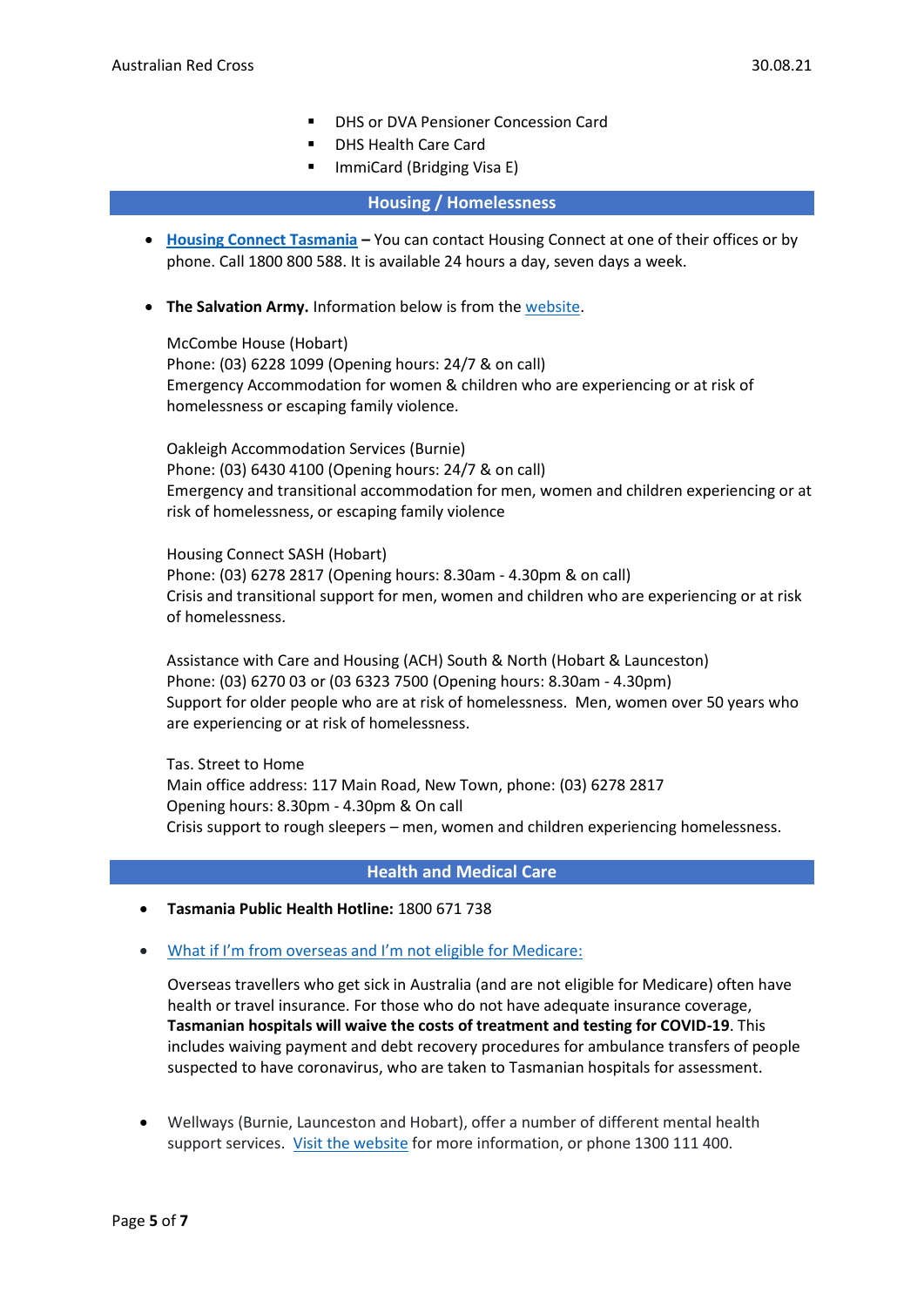- DHS or DVA Pensioner Concession Card
- DHS Health Care Card
- ImmiCard (Bridging Visa E)

## Housing / Homelessness

- **Housing Connect Tasmania –** You can contact Housing Connect at one of their offices or by phone. Call 1800 800 588. It is available 24 hours a day, seven days a week.

- **The Salvation Army.** Information below is from the website.

  McCombe House (Hobart)
  Phone: (03) 6228 1099 (Opening hours: 24/7 & on call)
  Emergency Accommodation for women & children who are experiencing or at risk of homelessness or escaping family violence.

  Oakleigh Accommodation Services (Burnie)
  Phone: (03) 6430 4100 (Opening hours: 24/7 & on call)
  Emergency and transitional accommodation for men, women and children experiencing or at risk of homelessness, or escaping family violence

  Housing Connect SASH (Hobart)
  Phone: (03) 6278 2817 (Opening hours: 8.30am - 4.30pm & on call)
  Crisis and transitional support for men, women and children who are experiencing or at risk of homelessness.

  Assistance with Care and Housing (ACH) South & North (Hobart & Launceston)
  Phone: (03) 6270 03 or (03 6323 7500 (Opening hours: 8.30am - 4.30pm)
  Support for older people who are at risk of homelessness. Men, women over 50 years who are experiencing or at risk of homelessness.

  Tas. Street to Home
  Main office address: 117 Main Road, New Town, phone: (03) 6278 2817
  Opening hours: 8.30pm - 4.30pm & On call
  Crisis support to rough sleepers – men, women and children experiencing homelessness.

## Health and Medical Care

- **Tasmania Public Health Hotline:** 1800 671 738

- What if I'm from overseas and I'm not eligible for Medicare:

  Overseas travellers who get sick in Australia (and are not eligible for Medicare) often have health or travel insurance. For those who do not have adequate insurance coverage, **Tasmanian hospitals will waive the costs of treatment and testing for COVID-19**. This includes waiving payment and debt recovery procedures for ambulance transfers of people suspected to have coronavirus, who are taken to Tasmanian hospitals for assessment.

- Wellways (Burnie, Launceston and Hobart), offer a number of different mental health support services. Visit the website for more information, or phone 1300 111 400.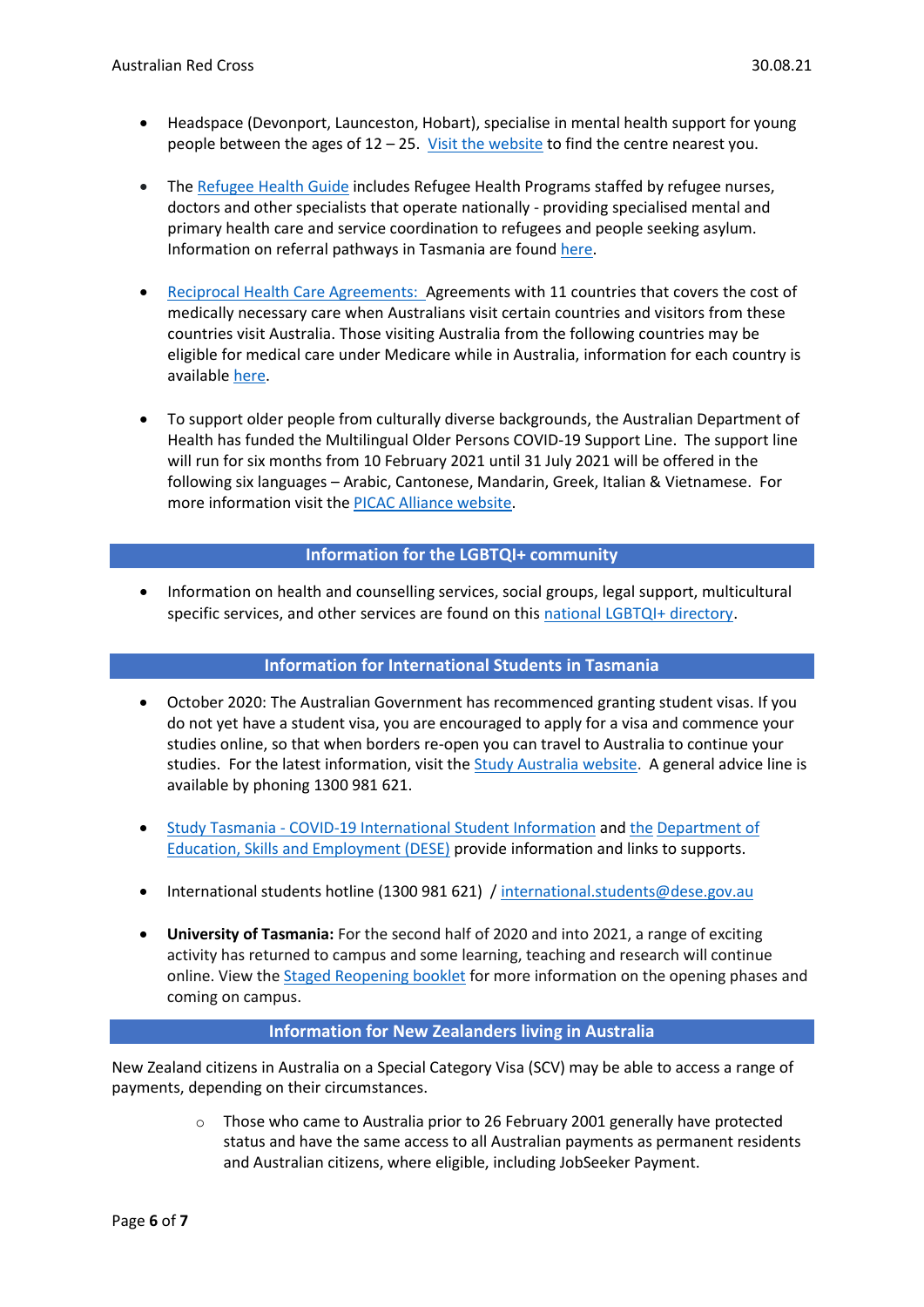- Headspace (Devonport, Launceston, Hobart), specialise in mental health support for young people between the ages of 12 – 25. Visit the website to find the centre nearest you.

- The Refugee Health Guide includes Refugee Health Programs staffed by refugee nurses, doctors and other specialists that operate nationally - providing specialised mental and primary health care and service coordination to refugees and people seeking asylum. Information on referral pathways in Tasmania are found here.

- Reciprocal Health Care Agreements: Agreements with 11 countries that covers the cost of medically necessary care when Australians visit certain countries and visitors from these countries visit Australia. Those visiting Australia from the following countries may be eligible for medical care under Medicare while in Australia, information for each country is available here.

- To support older people from culturally diverse backgrounds, the Australian Department of Health has funded the Multilingual Older Persons COVID-19 Support Line. The support line will run for six months from 10 February 2021 until 31 July 2021 will be offered in the following six languages – Arabic, Cantonese, Mandarin, Greek, Italian & Vietnamese. For more information visit the PICAC Alliance website.

## Information for the LGBTQI+ community

- Information on health and counselling services, social groups, legal support, multicultural specific services, and other services are found on this national LGBTQI+ directory.

## Information for International Students in Tasmania

- October 2020: The Australian Government has recommenced granting student visas. If you do not yet have a student visa, you are encouraged to apply for a visa and commence your studies online, so that when borders re-open you can travel to Australia to continue your studies. For the latest information, visit the Study Australia website. A general advice line is available by phoning 1300 981 621.

- Study Tasmania - COVID-19 International Student Information and the Department of Education, Skills and Employment (DESE) provide information and links to supports.

- International students hotline (1300 981 621) / international.students@dese.gov.au

- **University of Tasmania:** For the second half of 2020 and into 2021, a range of exciting activity has returned to campus and some learning, teaching and research will continue online. View the Staged Reopening booklet for more information on the opening phases and coming on campus.

## Information for New Zealanders living in Australia

New Zealand citizens in Australia on a Special Category Visa (SCV) may be able to access a range of payments, depending on their circumstances.

  - Those who came to Australia prior to 26 February 2001 generally have protected status and have the same access to all Australian payments as permanent residents and Australian citizens, where eligible, including JobSeeker Payment.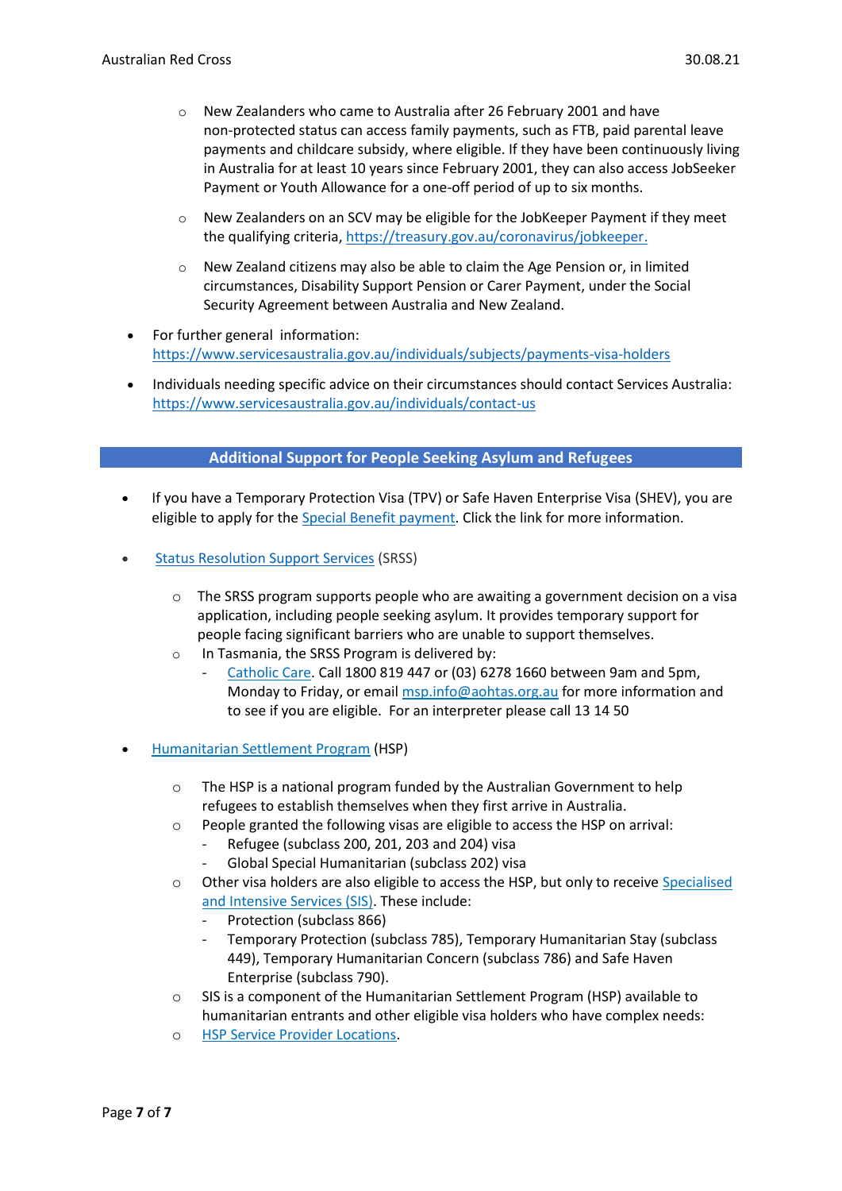- New Zealanders who came to Australia after 26 February 2001 and have non-protected status can access family payments, such as FTB, paid parental leave payments and childcare subsidy, where eligible. If they have been continuously living in Australia for at least 10 years since February 2001, they can also access JobSeeker Payment or Youth Allowance for a one-off period of up to six months.

- New Zealanders on an SCV may be eligible for the JobKeeper Payment if they meet the qualifying criteria, https://treasury.gov.au/coronavirus/jobkeeper.

- New Zealand citizens may also be able to claim the Age Pension or, in limited circumstances, Disability Support Pension or Carer Payment, under the Social Security Agreement between Australia and New Zealand.

- For further general information: https://www.servicesaustralia.gov.au/individuals/subjects/payments-visa-holders

- Individuals needing specific advice on their circumstances should contact Services Australia: https://www.servicesaustralia.gov.au/individuals/contact-us

## Additional Support for People Seeking Asylum and Refugees

- If you have a Temporary Protection Visa (TPV) or Safe Haven Enterprise Visa (SHEV), you are eligible to apply for the Special Benefit payment. Click the link for more information.

- Status Resolution Support Services (SRSS)

  - The SRSS program supports people who are awaiting a government decision on a visa application, including people seeking asylum. It provides temporary support for people facing significant barriers who are unable to support themselves.
  - In Tasmania, the SRSS Program is delivered by:
    - Catholic Care. Call 1800 819 447 or (03) 6278 1660 between 9am and 5pm, Monday to Friday, or email msp.info@aohtas.org.au for more information and to see if you are eligible. For an interpreter please call 13 14 50

- Humanitarian Settlement Program (HSP)

  - The HSP is a national program funded by the Australian Government to help refugees to establish themselves when they first arrive in Australia.
  - People granted the following visas are eligible to access the HSP on arrival:
    - Refugee (subclass 200, 201, 203 and 204) visa
    - Global Special Humanitarian (subclass 202) visa
  - Other visa holders are also eligible to access the HSP, but only to receive Specialised and Intensive Services (SIS). These include:
    - Protection (subclass 866)
    - Temporary Protection (subclass 785), Temporary Humanitarian Stay (subclass 449), Temporary Humanitarian Concern (subclass 786) and Safe Haven Enterprise (subclass 790).
  - SIS is a component of the Humanitarian Settlement Program (HSP) available to humanitarian entrants and other eligible visa holders who have complex needs:
  - HSP Service Provider Locations.